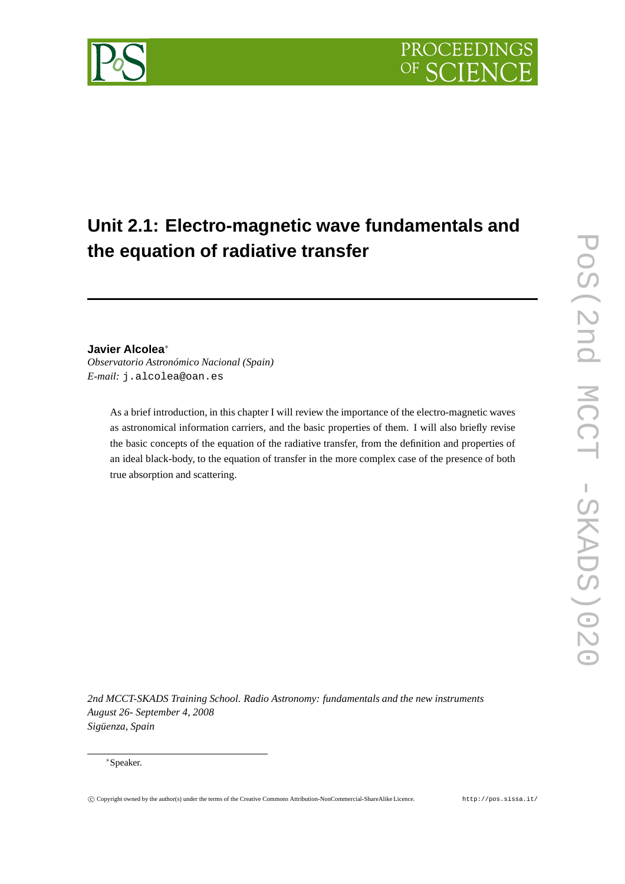# Unit 2.1: Electro-magnetic wave fundamentals and the equation of radiative transfer

**Javier Alcolea***
*Observatorio Astronómico Nacional (Spain)*
*E-mail:* j.alcolea@oan.es

As a brief introduction, in this chapter I will review the importance of the electro-magnetic waves as astronomical information carriers, and the basic properties of them. I will also briefly revise the basic concepts of the equation of the radiative transfer, from the definition and properties of an ideal black-body, to the equation of transfer in the more complex case of the presence of both true absorption and scattering.

*2nd MCCT-SKADS Training School. Radio Astronomy: fundamentals and the new instruments*
*August 26- September 4, 2008*
*Sigüenza, Spain*

*Speaker.

© Copyright owned by the author(s) under the terms of the Creative Commons Attribution-NonCommercial-ShareAlike Licence.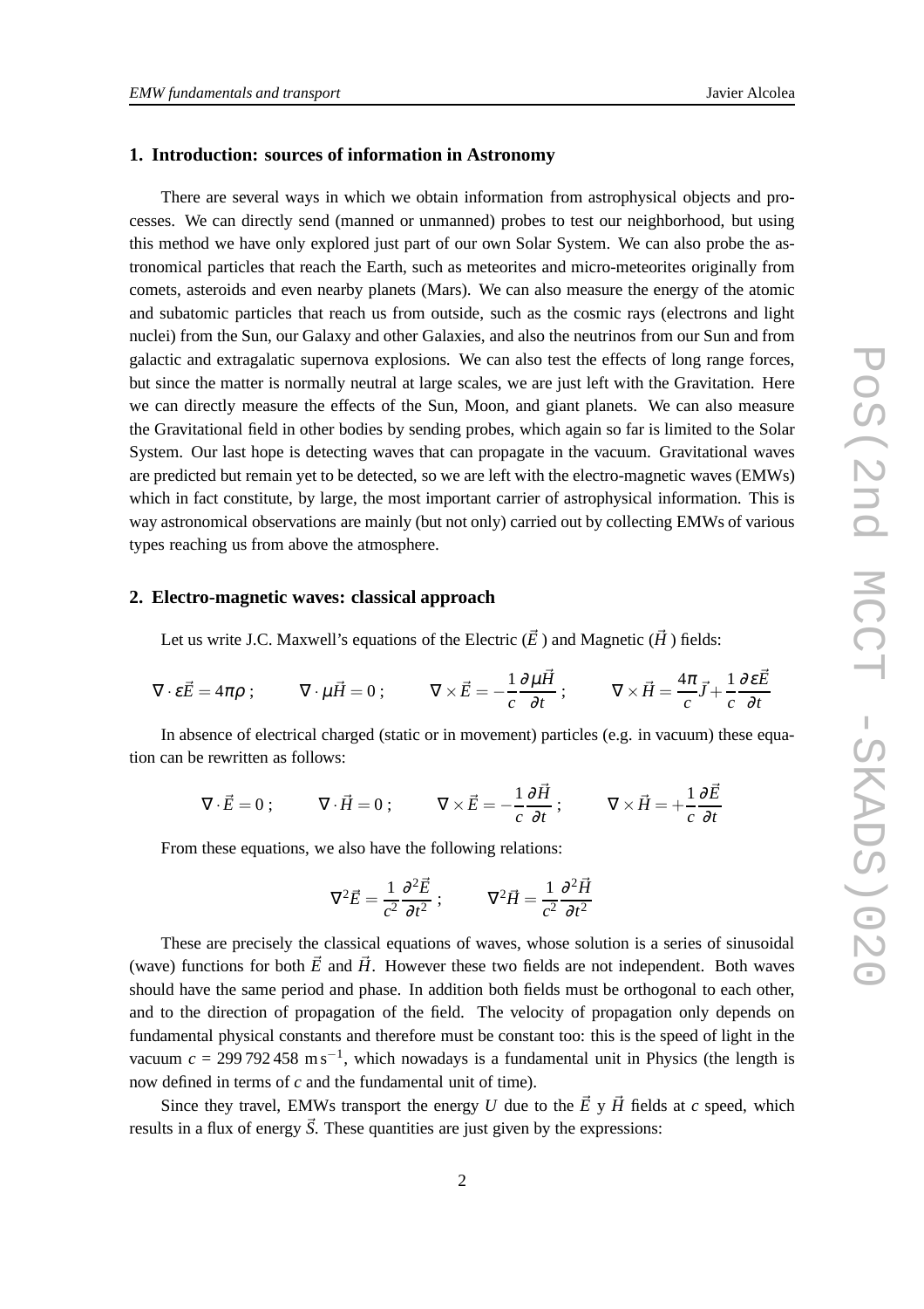## 1. Introduction: sources of information in Astronomy

There are several ways in which we obtain information from astrophysical objects and processes. We can directly send (manned or unmanned) probes to test our neighborhood, but using this method we have only explored just part of our own Solar System. We can also probe the astronomical particles that reach the Earth, such as meteorites and micro-meteorites originally from comets, asteroids and even nearby planets (Mars). We can also measure the energy of the atomic and subatomic particles that reach us from outside, such as the cosmic rays (electrons and light nuclei) from the Sun, our Galaxy and other Galaxies, and also the neutrinos from our Sun and from galactic and extragalatic supernova explosions. We can also test the effects of long range forces, but since the matter is normally neutral at large scales, we are just left with the Gravitation. Here we can directly measure the effects of the Sun, Moon, and giant planets. We can also measure the Gravitational field in other bodies by sending probes, which again so far is limited to the Solar System. Our last hope is detecting waves that can propagate in the vacuum. Gravitational waves are predicted but remain yet to be detected, so we are left with the electro-magnetic waves (EMWs) which in fact constitute, by large, the most important carrier of astrophysical information. This is way astronomical observations are mainly (but not only) carried out by collecting EMWs of various types reaching us from above the atmosphere.

## 2. Electro-magnetic waves: classical approach

Let us write J.C. Maxwell's equations of the Electric ($\vec{E}$ ) and Magnetic ($\vec{H}$ ) fields:

$$\nabla \cdot \varepsilon\vec{E} = 4\pi\rho\,; \qquad \nabla \cdot \mu\vec{H} = 0\,; \qquad \nabla \times \vec{E} = -\frac{1}{c}\frac{\partial \mu\vec{H}}{\partial t}\,; \qquad \nabla \times \vec{H} = \frac{4\pi}{c}\vec{J} + \frac{1}{c}\frac{\partial \varepsilon\vec{E}}{\partial t}$$

In absence of electrical charged (static or in movement) particles (e.g. in vacuum) these equation can be rewritten as follows:

$$\nabla \cdot \vec{E} = 0\,; \qquad \nabla \cdot \vec{H} = 0\,; \qquad \nabla \times \vec{E} = -\frac{1}{c}\frac{\partial \vec{H}}{\partial t}\,; \qquad \nabla \times \vec{H} = +\frac{1}{c}\frac{\partial \vec{E}}{\partial t}$$

From these equations, we also have the following relations:

$$\nabla^2\vec{E} = \frac{1}{c^2}\frac{\partial^2\vec{E}}{\partial t^2}\,; \qquad \nabla^2\vec{H} = \frac{1}{c^2}\frac{\partial^2\vec{H}}{\partial t^2}$$

These are precisely the classical equations of waves, whose solution is a series of sinusoidal (wave) functions for both $\vec{E}$ and $\vec{H}$. However these two fields are not independent. Both waves should have the same period and phase. In addition both fields must be orthogonal to each other, and to the direction of propagation of the field. The velocity of propagation only depends on fundamental physical constants and therefore must be constant too: this is the speed of light in the vacuum $c = 299\,792\,458\ \mathrm{m\,s^{-1}}$, which nowadays is a fundamental unit in Physics (the length is now defined in terms of $c$ and the fundamental unit of time).

Since they travel, EMWs transport the energy $U$ due to the $\vec{E}$ y $\vec{H}$ fields at $c$ speed, which results in a flux of energy $\vec{S}$. These quantities are just given by the expressions: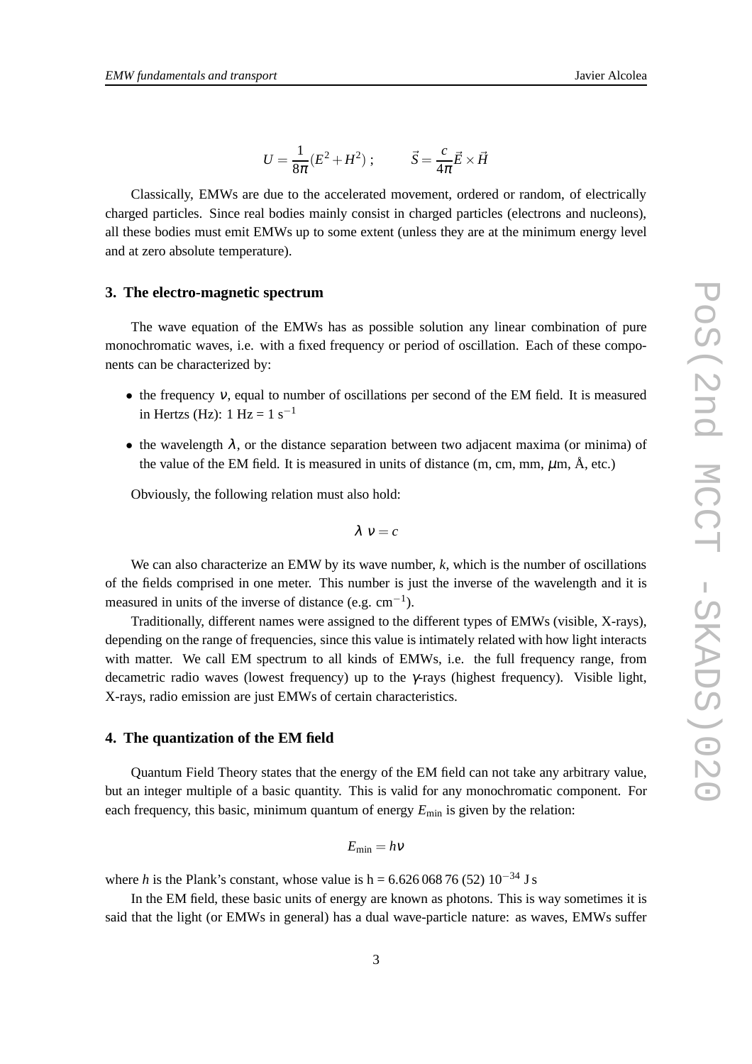$$U = \frac{1}{8\pi}(E^2 + H^2) \; ; \qquad \vec{S} = \frac{c}{4\pi}\vec{E} \times \vec{H}$$

Classically, EMWs are due to the accelerated movement, ordered or random, of electrically charged particles. Since real bodies mainly consist in charged particles (electrons and nucleons), all these bodies must emit EMWs up to some extent (unless they are at the minimum energy level and at zero absolute temperature).

## 3. The electro-magnetic spectrum

The wave equation of the EMWs has as possible solution any linear combination of pure monochromatic waves, i.e. with a fixed frequency or period of oscillation. Each of these components can be characterized by:

- the frequency $\nu$, equal to number of oscillations per second of the EM field. It is measured in Hertzs (Hz): 1 Hz = 1 $s^{-1}$
- the wavelength $\lambda$, or the distance separation between two adjacent maxima (or minima) of the value of the EM field. It is measured in units of distance (m, cm, mm, $\mu$m, Å, etc.)

Obviously, the following relation must also hold:

$$\lambda \; \nu = c$$

We can also characterize an EMW by its wave number, $k$, which is the number of oscillations of the fields comprised in one meter. This number is just the inverse of the wavelength and it is measured in units of the inverse of distance (e.g. $cm^{-1}$).

Traditionally, different names were assigned to the different types of EMWs (visible, X-rays), depending on the range of frequencies, since this value is intimately related with how light interacts with matter. We call EM spectrum to all kinds of EMWs, i.e. the full frequency range, from decametric radio waves (lowest frequency) up to the $\gamma$-rays (highest frequency). Visible light, X-rays, radio emission are just EMWs of certain characteristics.

## 4. The quantization of the EM field

Quantum Field Theory states that the energy of the EM field can not take any arbitrary value, but an integer multiple of a basic quantity. This is valid for any monochromatic component. For each frequency, this basic, minimum quantum of energy $E_{\rm min}$ is given by the relation:

$$E_{\rm min} = h\nu$$

where $h$ is the Plank's constant, whose value is h = 6.626 068 76 (52) $10^{-34}$ J s

In the EM field, these basic units of energy are known as photons. This is way sometimes it is said that the light (or EMWs in general) has a dual wave-particle nature: as waves, EMWs suffer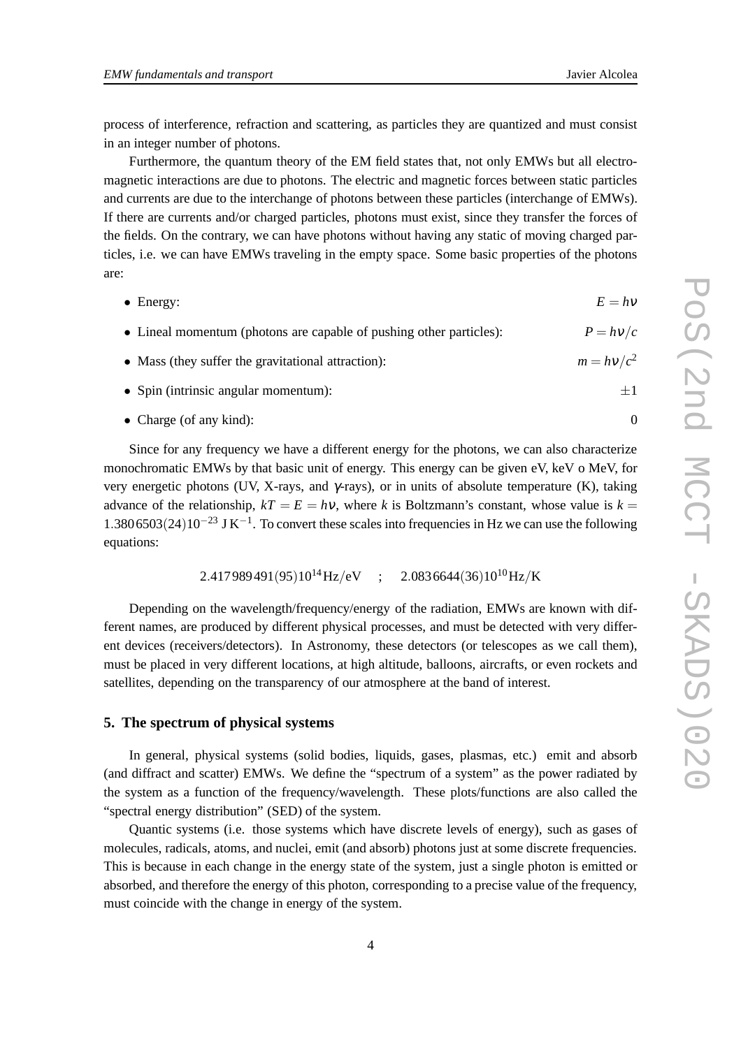process of interference, refraction and scattering, as particles they are quantized and must consist in an integer number of photons.

Furthermore, the quantum theory of the EM field states that, not only EMWs but all electromagnetic interactions are due to photons. The electric and magnetic forces between static particles and currents are due to the interchange of photons between these particles (interchange of EMWs). If there are currents and/or charged particles, photons must exist, since they transfer the forces of the fields. On the contrary, we can have photons without having any static of moving charged particles, i.e. we can have EMWs traveling in the empty space. Some basic properties of the photons are:

- Energy: $E = h\nu$
- Lineal momentum (photons are capable of pushing other particles): $P = h\nu/c$
- Mass (they suffer the gravitational attraction): $m = h\nu/c^2$
- Spin (intrinsic angular momentum): $\pm 1$
- Charge (of any kind): $0$

Since for any frequency we have a different energy for the photons, we can also characterize monochromatic EMWs by that basic unit of energy. This energy can be given eV, keV o MeV, for very energetic photons (UV, X-rays, and $\gamma$-rays), or in units of absolute temperature (K), taking advance of the relationship, $kT = E = h\nu$, where $k$ is Boltzmann's constant, whose value is $k = 1.3806503(24)10^{-23}\ \mathrm{J\,K^{-1}}$. To convert these scales into frequencies in Hz we can use the following equations:

$$2.417989491(95)10^{14}\,\mathrm{Hz/eV} \quad ; \quad 2.0836644(36)10^{10}\,\mathrm{Hz/K}$$

Depending on the wavelength/frequency/energy of the radiation, EMWs are known with different names, are produced by different physical processes, and must be detected with very different devices (receivers/detectors). In Astronomy, these detectors (or telescopes as we call them), must be placed in very different locations, at high altitude, balloons, aircrafts, or even rockets and satellites, depending on the transparency of our atmosphere at the band of interest.

## 5. The spectrum of physical systems

In general, physical systems (solid bodies, liquids, gases, plasmas, etc.) emit and absorb (and diffract and scatter) EMWs. We define the "spectrum of a system" as the power radiated by the system as a function of the frequency/wavelength. These plots/functions are also called the "spectral energy distribution" (SED) of the system.

Quantic systems (i.e. those systems which have discrete levels of energy), such as gases of molecules, radicals, atoms, and nuclei, emit (and absorb) photons just at some discrete frequencies. This is because in each change in the energy state of the system, just a single photon is emitted or absorbed, and therefore the energy of this photon, corresponding to a precise value of the frequency, must coincide with the change in energy of the system.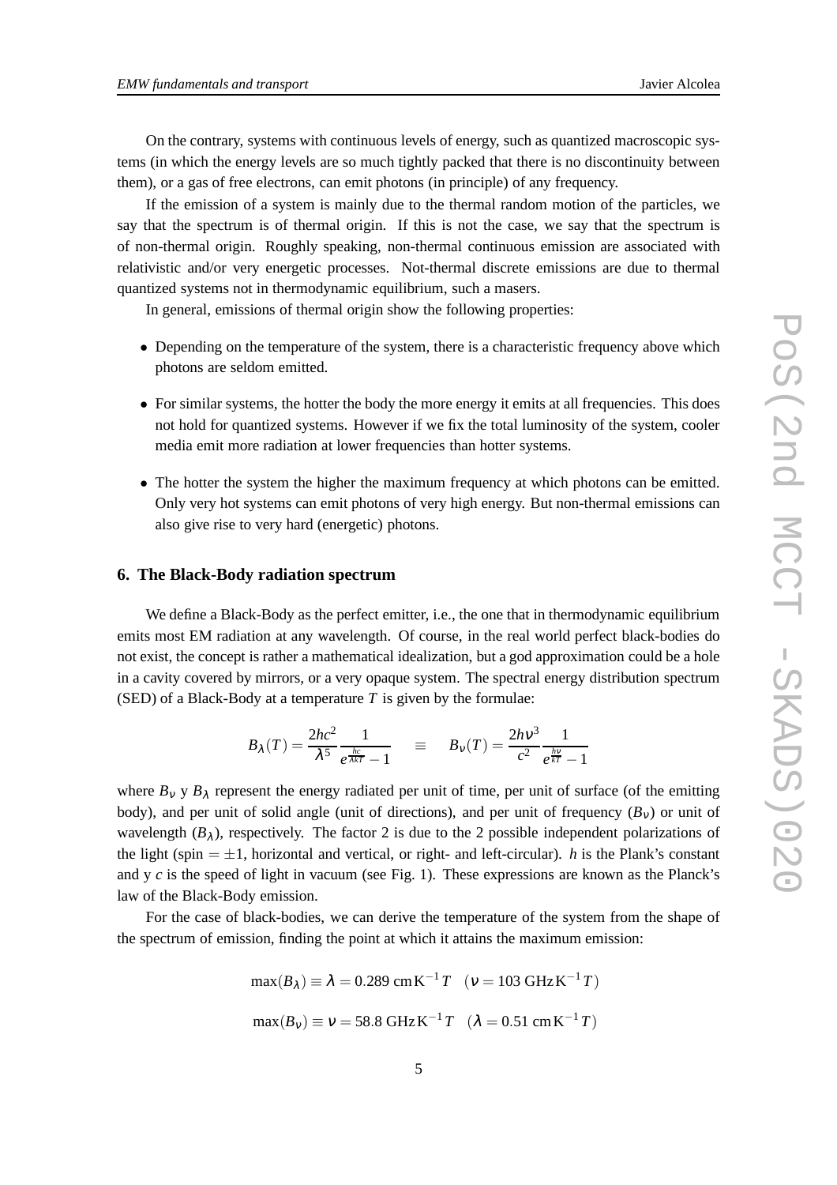On the contrary, systems with continuous levels of energy, such as quantized macroscopic systems (in which the energy levels are so much tightly packed that there is no discontinuity between them), or a gas of free electrons, can emit photons (in principle) of any frequency.

If the emission of a system is mainly due to the thermal random motion of the particles, we say that the spectrum is of thermal origin. If this is not the case, we say that the spectrum is of non-thermal origin. Roughly speaking, non-thermal continuous emission are associated with relativistic and/or very energetic processes. Not-thermal discrete emissions are due to thermal quantized systems not in thermodynamic equilibrium, such a masers.

In general, emissions of thermal origin show the following properties:

- Depending on the temperature of the system, there is a characteristic frequency above which photons are seldom emitted.
- For similar systems, the hotter the body the more energy it emits at all frequencies. This does not hold for quantized systems. However if we fix the total luminosity of the system, cooler media emit more radiation at lower frequencies than hotter systems.
- The hotter the system the higher the maximum frequency at which photons can be emitted. Only very hot systems can emit photons of very high energy. But non-thermal emissions can also give rise to very hard (energetic) photons.

## 6. The Black-Body radiation spectrum

We define a Black-Body as the perfect emitter, i.e., the one that in thermodynamic equilibrium emits most EM radiation at any wavelength. Of course, in the real world perfect black-bodies do not exist, the concept is rather a mathematical idealization, but a god approximation could be a hole in a cavity covered by mirrors, or a very opaque system. The spectral energy distribution spectrum (SED) of a Black-Body at a temperature $T$ is given by the formulae:

$$B_\lambda(T) = \frac{2hc^2}{\lambda^5}\frac{1}{e^{\frac{hc}{\lambda kT}}-1} \quad \equiv \quad B_\nu(T) = \frac{2h\nu^3}{c^2}\frac{1}{e^{\frac{h\nu}{kT}}-1}$$

where $B_\nu$ y $B_\lambda$ represent the energy radiated per unit of time, per unit of surface (of the emitting body), and per unit of solid angle (unit of directions), and per unit of frequency ($B_\nu$) or unit of wavelength ($B_\lambda$), respectively. The factor 2 is due to the 2 possible independent polarizations of the light (spin $= \pm 1$, horizontal and vertical, or right- and left-circular). $h$ is the Plank's constant and y $c$ is the speed of light in vacuum (see Fig. 1). These expressions are known as the Planck's law of the Black-Body emission.

For the case of black-bodies, we can derive the temperature of the system from the shape of the spectrum of emission, finding the point at which it attains the maximum emission:

$$\max(B_\lambda) \equiv \lambda = 0.289 \text{ cm K}^{-1}\, T \quad (\nu = 103 \text{ GHz K}^{-1}\, T)$$

$$\max(B_\nu) \equiv \nu = 58.8 \text{ GHz K}^{-1}\, T \quad (\lambda = 0.51 \text{ cm K}^{-1}\, T)$$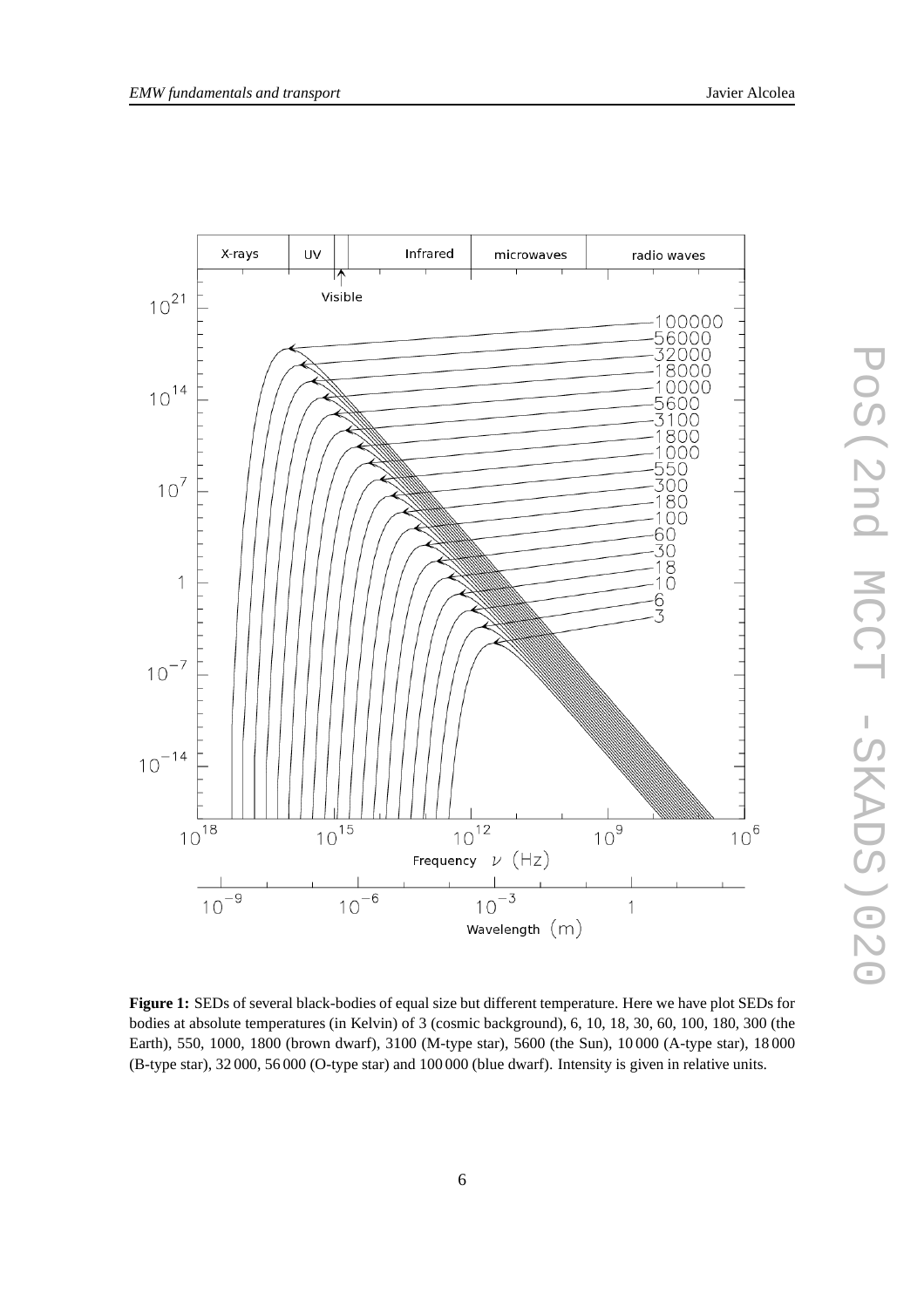**Figure 1:** SEDs of several black-bodies of equal size but different temperature. Here we have plot SEDs for bodies at absolute temperatures (in Kelvin) of 3 (cosmic background), 6, 10, 18, 30, 60, 100, 180, 300 (the Earth), 550, 1000, 1800 (brown dwarf), 3100 (M-type star), 5600 (the Sun), 10 000 (A-type star), 18 000 (B-type star), 32 000, 56 000 (O-type star) and 100 000 (blue dwarf). Intensity is given in relative units.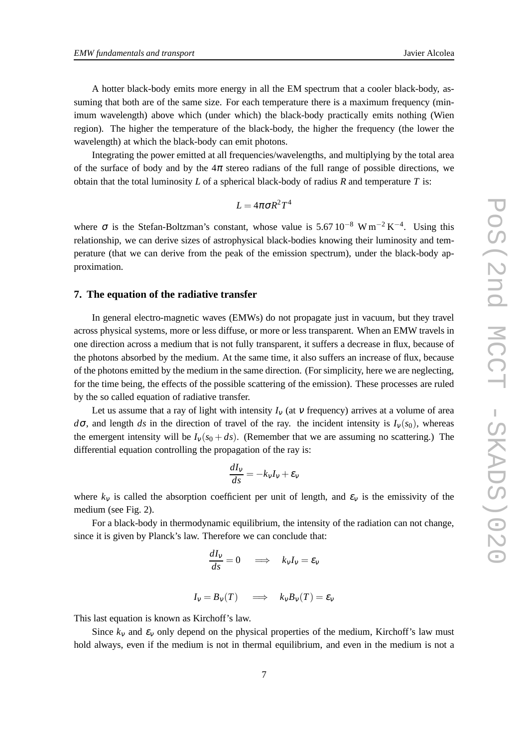A hotter black-body emits more energy in all the EM spectrum that a cooler black-body, assuming that both are of the same size. For each temperature there is a maximum frequency (minimum wavelength) above which (under which) the black-body practically emits nothing (Wien region). The higher the temperature of the black-body, the higher the frequency (the lower the wavelength) at which the black-body can emit photons.

Integrating the power emitted at all frequencies/wavelengths, and multiplying by the total area of the surface of body and by the $4\pi$ stereo radians of the full range of possible directions, we obtain that the total luminosity $L$ of a spherical black-body of radius $R$ and temperature $T$ is:

$$L = 4\pi\sigma R^2 T^4$$

where $\sigma$ is the Stefan-Boltzman's constant, whose value is $5.67\,10^{-8}\ \mathrm{W\,m^{-2}\,K^{-4}}$. Using this relationship, we can derive sizes of astrophysical black-bodies knowing their luminosity and temperature (that we can derive from the peak of the emission spectrum), under the black-body approximation.

## 7. The equation of the radiative transfer

In general electro-magnetic waves (EMWs) do not propagate just in vacuum, but they travel across physical systems, more or less diffuse, or more or less transparent. When an EMW travels in one direction across a medium that is not fully transparent, it suffers a decrease in flux, because of the photons absorbed by the medium. At the same time, it also suffers an increase of flux, because of the photons emitted by the medium in the same direction. (For simplicity, here we are neglecting, for the time being, the effects of the possible scattering of the emission). These processes are ruled by the so called equation of radiative transfer.

Let us assume that a ray of light with intensity $I_\nu$ (at $\nu$ frequency) arrives at a volume of area $d\sigma$, and length $ds$ in the direction of travel of the ray. the incident intensity is $I_\nu(s_0)$, whereas the emergent intensity will be $I_\nu(s_0+ds)$. (Remember that we are assuming no scattering.) The differential equation controlling the propagation of the ray is:

$$\frac{dI_\nu}{ds} = -k_\nu I_\nu + \varepsilon_\nu$$

where $k_\nu$ is called the absorption coefficient per unit of length, and $\varepsilon_\nu$ is the emissivity of the medium (see Fig. 2).

For a black-body in thermodynamic equilibrium, the intensity of the radiation can not change, since it is given by Planck's law. Therefore we can conclude that:

$$\frac{dI_\nu}{ds} = 0 \quad \Longrightarrow \quad k_\nu I_\nu = \varepsilon_\nu$$

$$I_\nu = B_\nu(T) \quad \Longrightarrow \quad k_\nu B_\nu(T) = \varepsilon_\nu$$

This last equation is known as Kirchoff's law.

Since $k_\nu$ and $\varepsilon_\nu$ only depend on the physical properties of the medium, Kirchoff's law must hold always, even if the medium is not in thermal equilibrium, and even in the medium is not a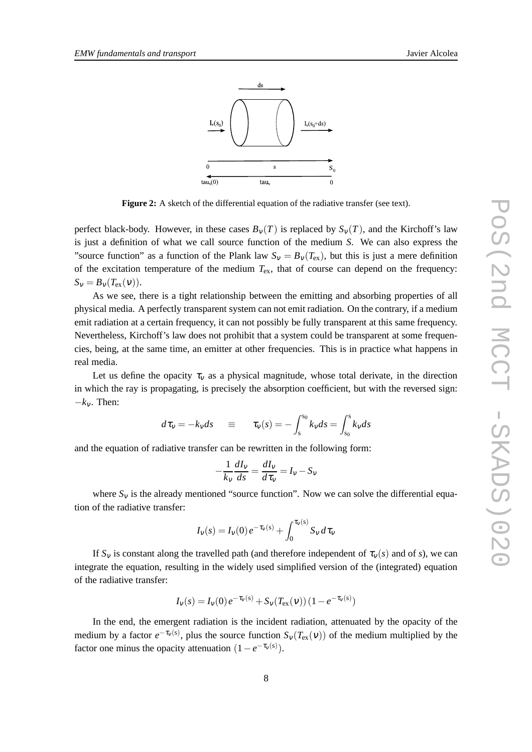ds

$I_\nu(s_0)$

$I_\nu(s_0+ds)$

0 s $S_0$

tau$_\nu$(0) tau$_\nu$ 0

**Figure 2:** A sketch of the differential equation of the radiative transfer (see text).

perfect black-body. However, in these cases $B_\nu(T)$ is replaced by $S_\nu(T)$, and the Kirchoff's law is just a definition of what we call source function of the medium $S$. We can also express the "source function" as a function of the Plank law $S_\nu = B_\nu(T_{\rm ex})$, but this is just a mere definition of the excitation temperature of the medium $T_{\rm ex}$, that of course can depend on the frequency: $S_\nu = B_\nu(T_{\rm ex}(\nu))$.

As we see, there is a tight relationship between the emitting and absorbing properties of all physical media. A perfectly transparent system can not emit radiation. On the contrary, if a medium emit radiation at a certain frequency, it can not possibly be fully transparent at this same frequency. Nevertheless, Kirchoff's law does not prohibit that a system could be transparent at some frequencies, being, at the same time, an emitter at other frequencies. This is in practice what happens in real media.

Let us define the opacity $\tau_\nu$ as a physical magnitude, whose total derivate, in the direction in which the ray is propagating, is precisely the absorption coefficient, but with the reversed sign: $-k_\nu$. Then:

$$d\tau_\nu = -k_\nu ds \quad \equiv \quad \tau_\nu(s) = -\int_{s}^{s_0} k_\nu ds = \int_{s_0}^{s} k_\nu ds$$

and the equation of radiative transfer can be rewritten in the following form:

$$-\frac{1}{k_\nu}\frac{dI_\nu}{ds} = \frac{dI_\nu}{d\tau_\nu} = I_\nu - S_\nu$$

where $S_\nu$ is the already mentioned "source function". Now we can solve the differential equation of the radiative transfer:

$$I_\nu(s) = I_\nu(0)\, e^{-\tau_\nu(s)} + \int_0^{\tau_\nu(s)} S_\nu \, d\tau_\nu$$

If $S_\nu$ is constant along the travelled path (and therefore independent of $\tau_\nu(s)$ and of $s$), we can integrate the equation, resulting in the widely used simplified version of the (integrated) equation of the radiative transfer:

$$I_\nu(s) = I_\nu(0)\, e^{-\tau_\nu(s)} + S_\nu(T_{\rm ex}(\nu))\,(1 - e^{-\tau_\nu(s)})$$

In the end, the emergent radiation is the incident radiation, attenuated by the opacity of the medium by a factor $e^{-\tau_\nu(s)}$, plus the source function $S_\nu(T_{\rm ex}(\nu))$ of the medium multiplied by the factor one minus the opacity attenuation $(1 - e^{-\tau_\nu(s)})$.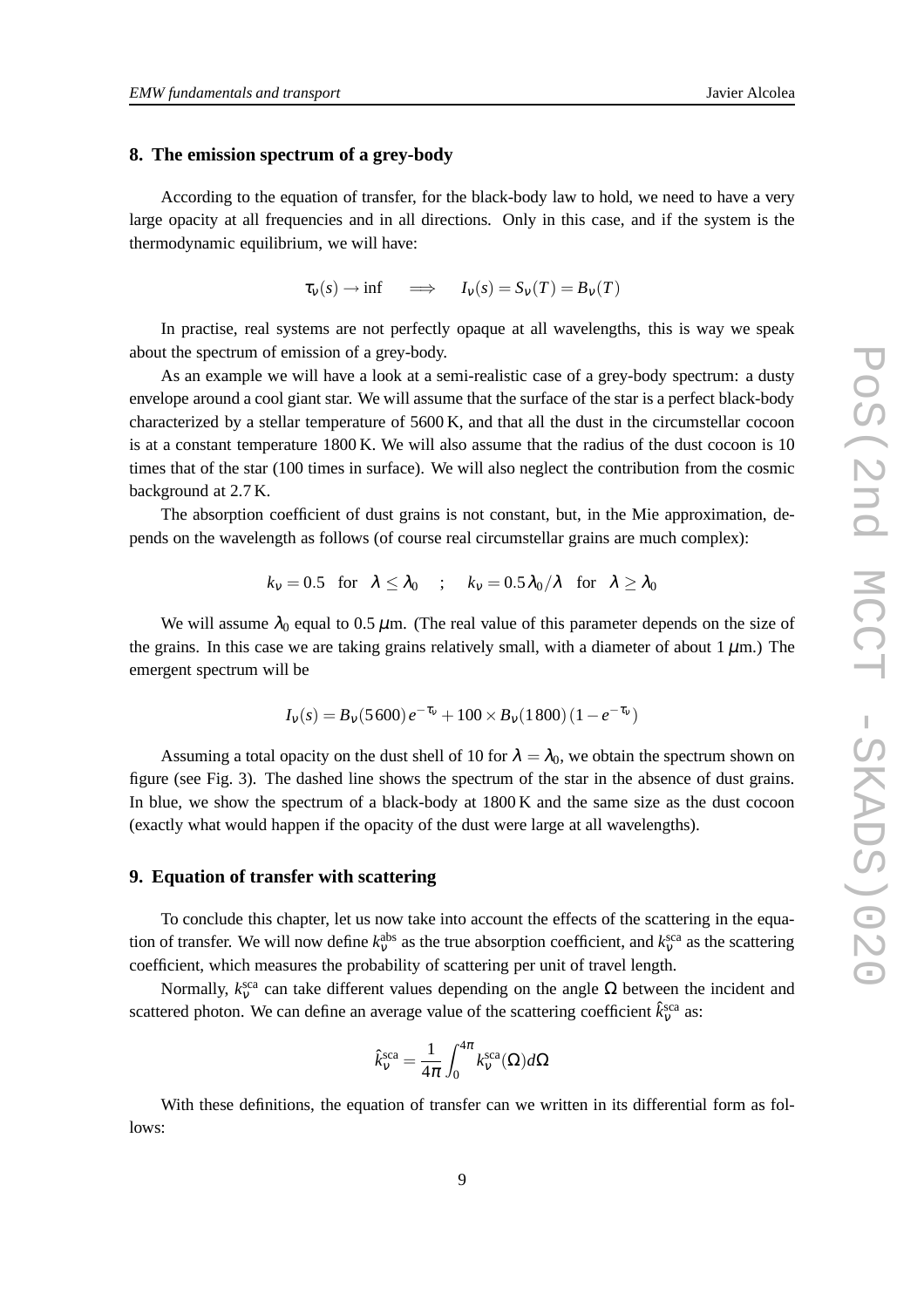## 8. The emission spectrum of a grey-body

According to the equation of transfer, for the black-body law to hold, we need to have a very large opacity at all frequencies and in all directions. Only in this case, and if the system is the thermodynamic equilibrium, we will have:

$$\tau_\nu(s) \to \inf \quad \Longrightarrow \quad I_\nu(s) = S_\nu(T) = B_\nu(T)$$

In practise, real systems are not perfectly opaque at all wavelengths, this is way we speak about the spectrum of emission of a grey-body.

As an example we will have a look at a semi-realistic case of a grey-body spectrum: a dusty envelope around a cool giant star. We will assume that the surface of the star is a perfect black-body characterized by a stellar temperature of 5600 K, and that all the dust in the circumstellar cocoon is at a constant temperature 1800 K. We will also assume that the radius of the dust cocoon is 10 times that of the star (100 times in surface). We will also neglect the contribution from the cosmic background at 2.7 K.

The absorption coefficient of dust grains is not constant, but, in the Mie approximation, depends on the wavelength as follows (of course real circumstellar grains are much complex):

$$k_\nu = 0.5 \quad \text{for} \quad \lambda \leq \lambda_0 \quad ; \quad k_\nu = 0.5\,\lambda_0/\lambda \quad \text{for} \quad \lambda \geq \lambda_0$$

We will assume $\lambda_0$ equal to 0.5 $\mu$m. (The real value of this parameter depends on the size of the grains. In this case we are taking grains relatively small, with a diameter of about 1 $\mu$m.) The emergent spectrum will be

$$I_\nu(s) = B_\nu(5600)\,e^{-\tau_\nu} + 100 \times B_\nu(1800)\,(1 - e^{-\tau_\nu})$$

Assuming a total opacity on the dust shell of 10 for $\lambda = \lambda_0$, we obtain the spectrum shown on figure (see Fig. 3). The dashed line shows the spectrum of the star in the absence of dust grains. In blue, we show the spectrum of a black-body at 1800 K and the same size as the dust cocoon (exactly what would happen if the opacity of the dust were large at all wavelengths).

## 9. Equation of transfer with scattering

To conclude this chapter, let us now take into account the effects of the scattering in the equation of transfer. We will now define $k_\nu^{\rm abs}$ as the true absorption coefficient, and $k_\nu^{\rm sca}$ as the scattering coefficient, which measures the probability of scattering per unit of travel length.

Normally, $k_\nu^{\rm sca}$ can take different values depending on the angle $\Omega$ between the incident and scattered photon. We can define an average value of the scattering coefficient $\hat{k}_\nu^{\rm sca}$ as:

$$\hat{k}_\nu^{\rm sca} = \frac{1}{4\pi}\int_0^{4\pi} k_\nu^{\rm sca}(\Omega)d\Omega$$

With these definitions, the equation of transfer can we written in its differential form as follows: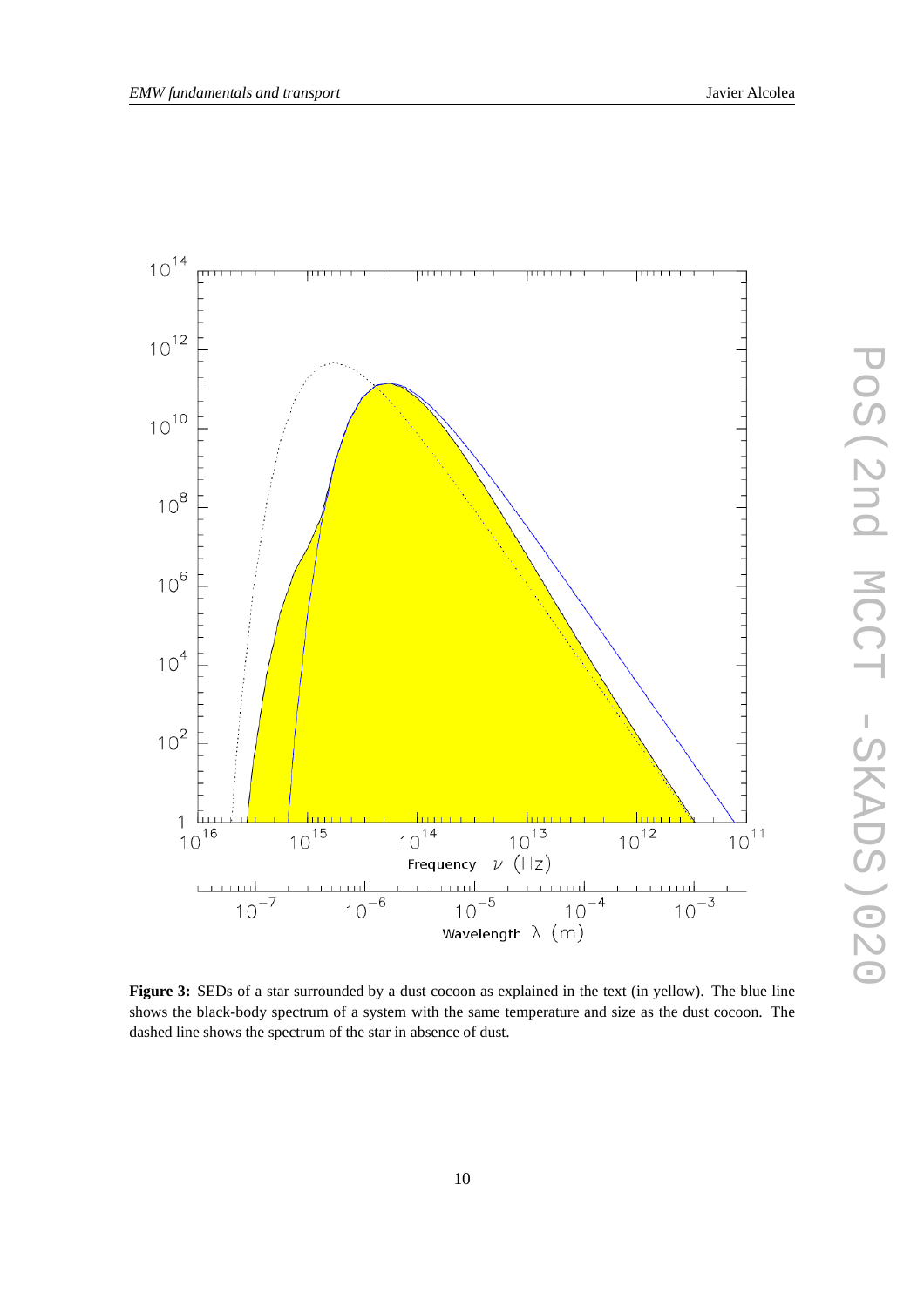$10^{14}$

$10^{12}$

$10^{10}$

$10^{8}$

$10^{6}$

$10^{4}$

$10^{2}$

1

$10^{16}$ $10^{15}$ $10^{14}$ $10^{13}$ $10^{12}$ $10^{11}$

Frequency $\nu$ (Hz)

$10^{-7}$ $10^{-6}$ $10^{-5}$ $10^{-4}$ $10^{-3}$

Wavelength $\lambda$ (m)

**Figure 3:** SEDs of a star surrounded by a dust cocoon as explained in the text (in yellow). The blue line shows the black-body spectrum of a system with the same temperature and size as the dust cocoon. The dashed line shows the spectrum of the star in absence of dust.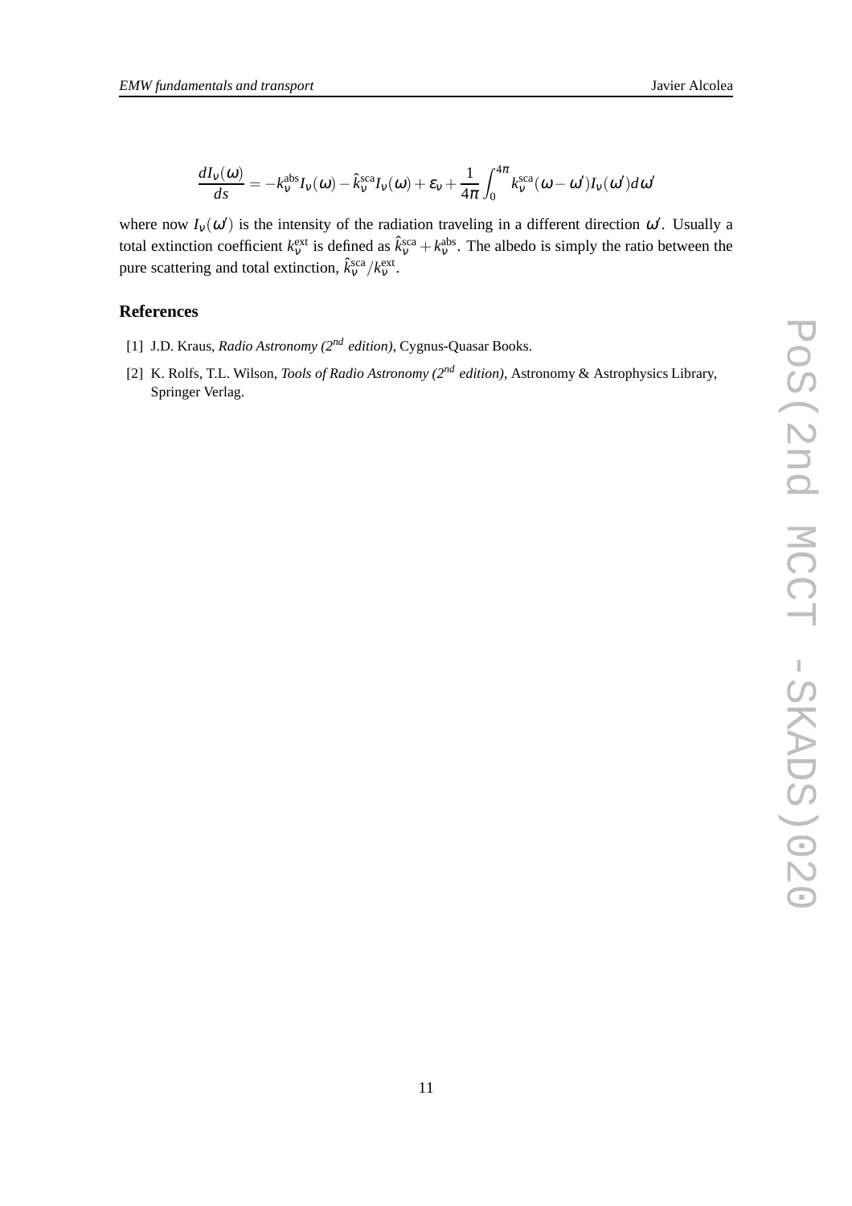$$\frac{dI_\nu(\omega)}{ds} = -k_\nu^{\text{abs}} I_\nu(\omega) - \hat{k}_\nu^{\text{sca}} I_\nu(\omega) + \varepsilon_\nu + \frac{1}{4\pi}\int_0^{4\pi} k_\nu^{\text{sca}}(\omega - \omega') I_\nu(\omega') d\omega'$$

where now $I_\nu(\omega')$ is the intensity of the radiation traveling in a different direction $\omega'$. Usually a total extinction coefficient $k_\nu^{\text{ext}}$ is defined as $\hat{k}_\nu^{\text{sca}} + k_\nu^{\text{abs}}$. The albedo is simply the ratio between the pure scattering and total extinction, $\hat{k}_\nu^{\text{sca}}/k_\nu^{\text{ext}}$.

## References

[1] J.D. Kraus, *Radio Astronomy (2nd edition)*, Cygnus-Quasar Books.

[2] K. Rolfs, T.L. Wilson, *Tools of Radio Astronomy (2nd edition)*, Astronomy & Astrophysics Library, Springer Verlag.